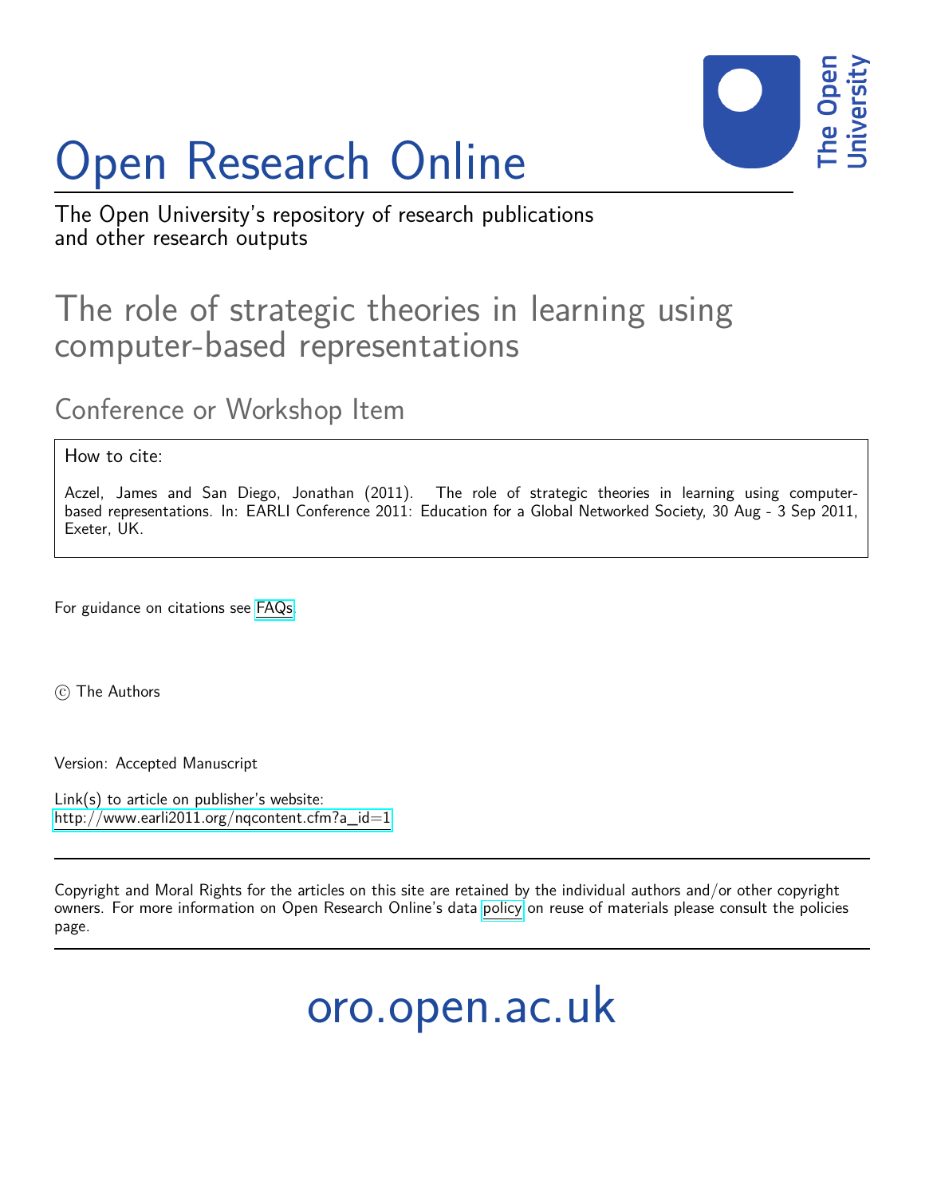# Open Research Online

The Open University's repository of research publications and other research outputs

## The role of strategic theories in learning using computer-based representations

### Conference or Workshop Item

How to cite:

Aczel, James and San Diego, Jonathan (2011). The role of strategic theories in learning using computer-based representations. In: EARLI Conference 2011: Education for a Global Networked Society, 30 Aug - 3 Sep 2011, Exeter, UK.

For guidance on citations see FAQs.

© The Authors

Version: Accepted Manuscript

Link(s) to article on publisher's website:
http://www.earli2011.org/nqcontent.cfm?a_id=1

Copyright and Moral Rights for the articles on this site are retained by the individual authors and/or other copyright owners. For more information on Open Research Online's data policy on reuse of materials please consult the policies page.

oro.open.ac.uk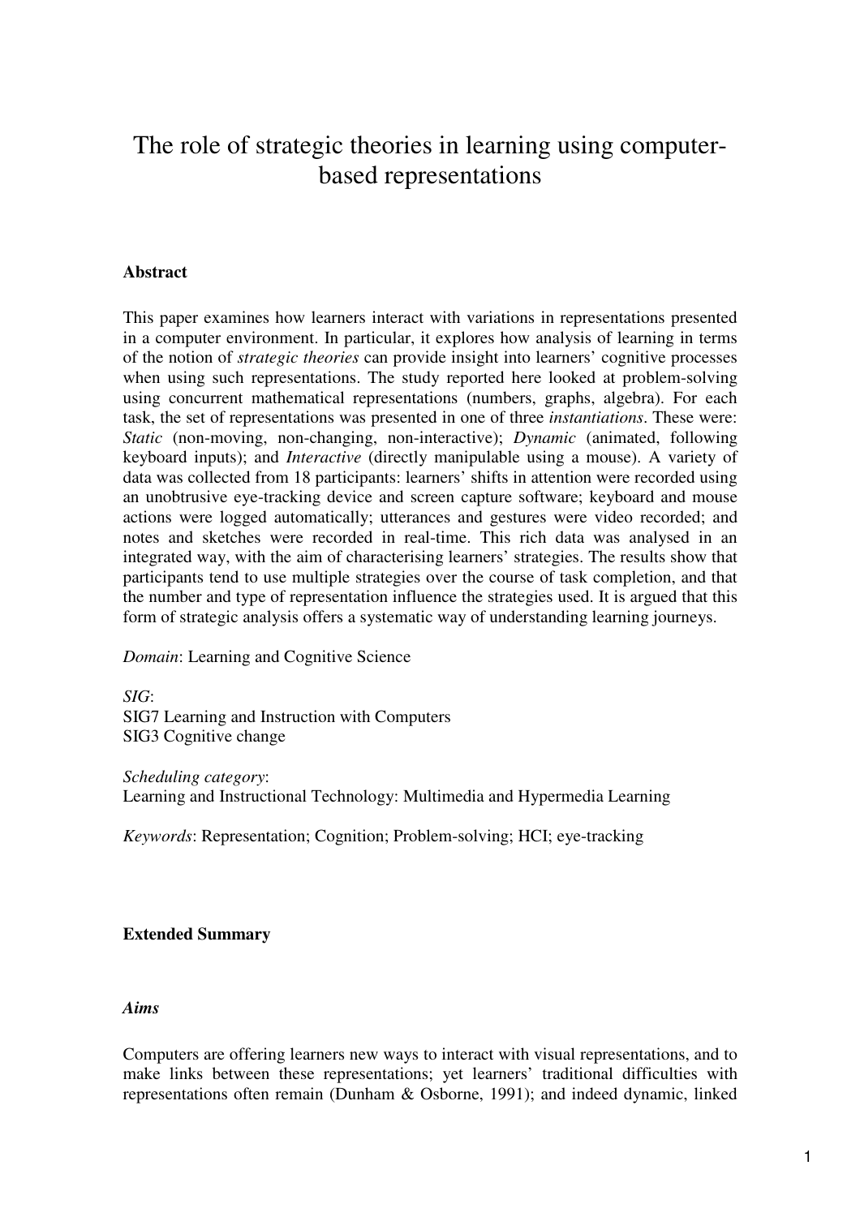# The role of strategic theories in learning using computer-based representations

**Abstract**

This paper examines how learners interact with variations in representations presented in a computer environment. In particular, it explores how analysis of learning in terms of the notion of *strategic theories* can provide insight into learners' cognitive processes when using such representations. The study reported here looked at problem-solving using concurrent mathematical representations (numbers, graphs, algebra). For each task, the set of representations was presented in one of three *instantiations*. These were: *Static* (non-moving, non-changing, non-interactive); *Dynamic* (animated, following keyboard inputs); and *Interactive* (directly manipulable using a mouse). A variety of data was collected from 18 participants: learners' shifts in attention were recorded using an unobtrusive eye-tracking device and screen capture software; keyboard and mouse actions were logged automatically; utterances and gestures were video recorded; and notes and sketches were recorded in real-time. This rich data was analysed in an integrated way, with the aim of characterising learners' strategies. The results show that participants tend to use multiple strategies over the course of task completion, and that the number and type of representation influence the strategies used. It is argued that this form of strategic analysis offers a systematic way of understanding learning journeys.

*Domain*: Learning and Cognitive Science

*SIG*:
SIG7 Learning and Instruction with Computers
SIG3 Cognitive change

*Scheduling category*:
Learning and Instructional Technology: Multimedia and Hypermedia Learning

*Keywords*: Representation; Cognition; Problem-solving; HCI; eye-tracking

**Extended Summary**

***Aims***

Computers are offering learners new ways to interact with visual representations, and to make links between these representations; yet learners' traditional difficulties with representations often remain (Dunham & Osborne, 1991); and indeed dynamic, linked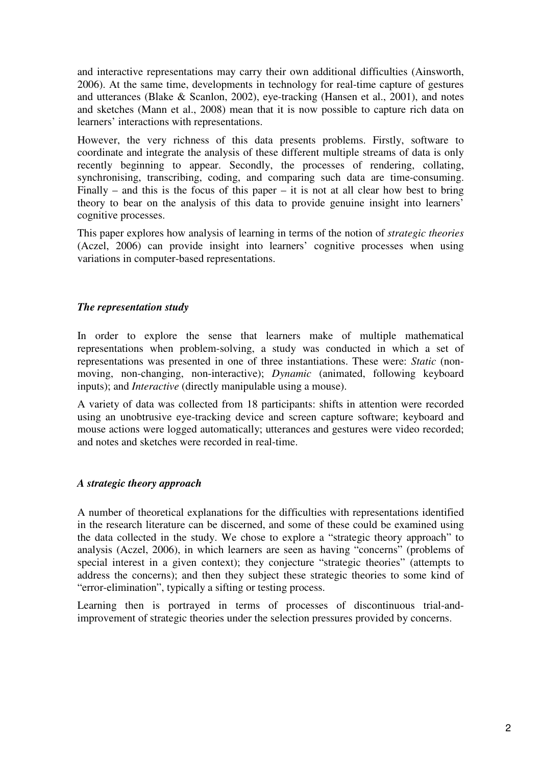and interactive representations may carry their own additional difficulties (Ainsworth, 2006). At the same time, developments in technology for real-time capture of gestures and utterances (Blake & Scanlon, 2002), eye-tracking (Hansen et al., 2001), and notes and sketches (Mann et al., 2008) mean that it is now possible to capture rich data on learners' interactions with representations.

However, the very richness of this data presents problems. Firstly, software to coordinate and integrate the analysis of these different multiple streams of data is only recently beginning to appear. Secondly, the processes of rendering, collating, synchronising, transcribing, coding, and comparing such data are time-consuming. Finally – and this is the focus of this paper – it is not at all clear how best to bring theory to bear on the analysis of this data to provide genuine insight into learners' cognitive processes.

This paper explores how analysis of learning in terms of the notion of *strategic theories* (Aczel, 2006) can provide insight into learners' cognitive processes when using variations in computer-based representations.

### *The representation study*

In order to explore the sense that learners make of multiple mathematical representations when problem-solving, a study was conducted in which a set of representations was presented in one of three instantiations. These were: *Static* (non-moving, non-changing, non-interactive); *Dynamic* (animated, following keyboard inputs); and *Interactive* (directly manipulable using a mouse).

A variety of data was collected from 18 participants: shifts in attention were recorded using an unobtrusive eye-tracking device and screen capture software; keyboard and mouse actions were logged automatically; utterances and gestures were video recorded; and notes and sketches were recorded in real-time.

### *A strategic theory approach*

A number of theoretical explanations for the difficulties with representations identified in the research literature can be discerned, and some of these could be examined using the data collected in the study. We chose to explore a "strategic theory approach" to analysis (Aczel, 2006), in which learners are seen as having "concerns" (problems of special interest in a given context); they conjecture "strategic theories" (attempts to address the concerns); and then they subject these strategic theories to some kind of "error-elimination", typically a sifting or testing process.

Learning then is portrayed in terms of processes of discontinuous trial-and-improvement of strategic theories under the selection pressures provided by concerns.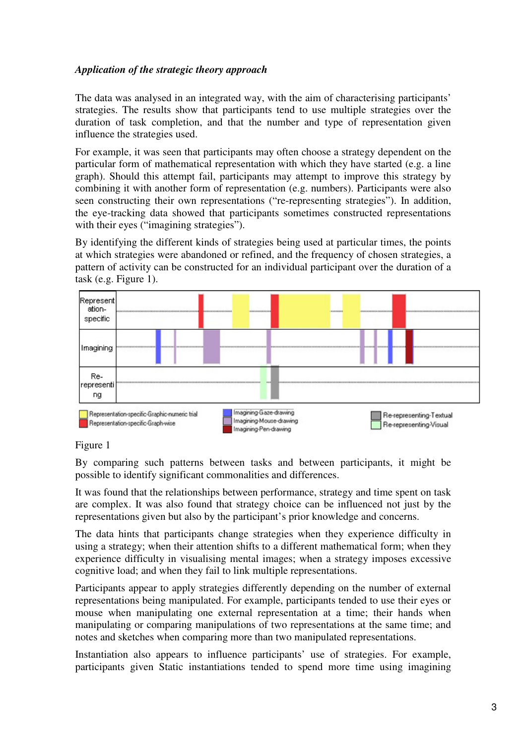***Application of the strategic theory approach***

The data was analysed in an integrated way, with the aim of characterising participants' strategies. The results show that participants tend to use multiple strategies over the duration of task completion, and that the number and type of representation given influence the strategies used.

For example, it was seen that participants may often choose a strategy dependent on the particular form of mathematical representation with which they have started (e.g. a line graph). Should this attempt fail, participants may attempt to improve this strategy by combining it with another form of representation (e.g. numbers). Participants were also seen constructing their own representations ("re-representing strategies"). In addition, the eye-tracking data showed that participants sometimes constructed representations with their eyes ("imagining strategies").

By identifying the different kinds of strategies being used at particular times, the points at which strategies were abandoned or refined, and the frequency of chosen strategies, a pattern of activity can be constructed for an individual participant over the duration of a task (e.g. Figure 1).

Figure 1

By comparing such patterns between tasks and between participants, it might be possible to identify significant commonalities and differences.

It was found that the relationships between performance, strategy and time spent on task are complex. It was also found that strategy choice can be influenced not just by the representations given but also by the participant's prior knowledge and concerns.

The data hints that participants change strategies when they experience difficulty in using a strategy; when their attention shifts to a different mathematical form; when they experience difficulty in visualising mental images; when a strategy imposes excessive cognitive load; and when they fail to link multiple representations.

Participants appear to apply strategies differently depending on the number of external representations being manipulated. For example, participants tended to use their eyes or mouse when manipulating one external representation at a time; their hands when manipulating or comparing manipulations of two representations at the same time; and notes and sketches when comparing more than two manipulated representations.

Instantiation also appears to influence participants' use of strategies. For example, participants given Static instantiations tended to spend more time using imagining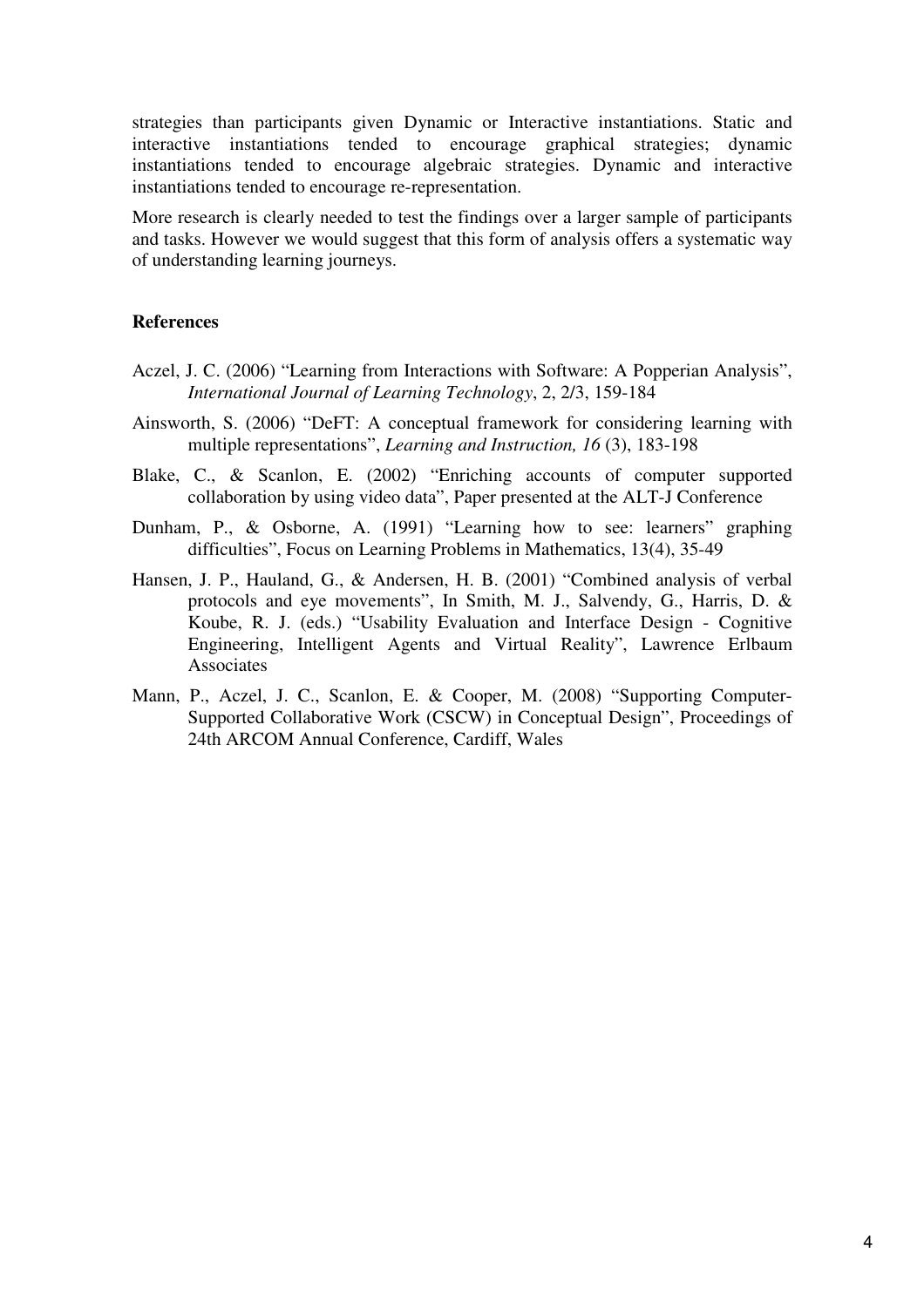strategies than participants given Dynamic or Interactive instantiations. Static and interactive instantiations tended to encourage graphical strategies; dynamic instantiations tended to encourage algebraic strategies. Dynamic and interactive instantiations tended to encourage re-representation.

More research is clearly needed to test the findings over a larger sample of participants and tasks. However we would suggest that this form of analysis offers a systematic way of understanding learning journeys.

## References

Aczel, J. C. (2006) "Learning from Interactions with Software: A Popperian Analysis", *International Journal of Learning Technology*, 2, 2/3, 159-184

Ainsworth, S. (2006) "DeFT: A conceptual framework for considering learning with multiple representations", *Learning and Instruction, 16* (3), 183-198

Blake, C., & Scanlon, E. (2002) "Enriching accounts of computer supported collaboration by using video data", Paper presented at the ALT-J Conference

Dunham, P., & Osborne, A. (1991) "Learning how to see: learners" graphing difficulties", Focus on Learning Problems in Mathematics, 13(4), 35-49

Hansen, J. P., Hauland, G., & Andersen, H. B. (2001) "Combined analysis of verbal protocols and eye movements", In Smith, M. J., Salvendy, G., Harris, D. & Koube, R. J. (eds.) "Usability Evaluation and Interface Design - Cognitive Engineering, Intelligent Agents and Virtual Reality", Lawrence Erlbaum Associates

Mann, P., Aczel, J. C., Scanlon, E. & Cooper, M. (2008) "Supporting Computer-Supported Collaborative Work (CSCW) in Conceptual Design", Proceedings of 24th ARCOM Annual Conference, Cardiff, Wales